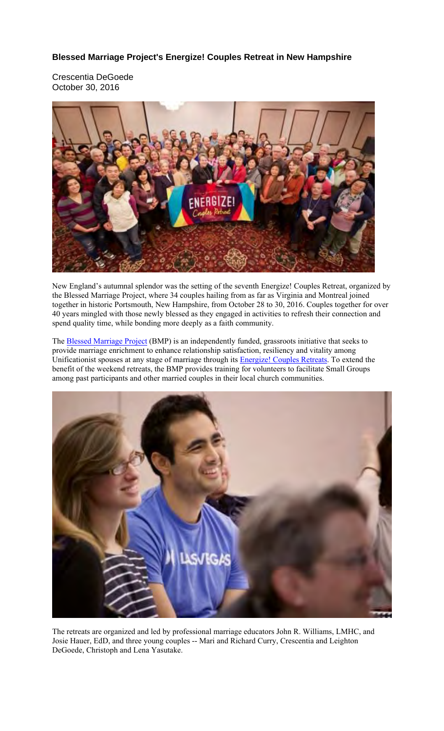**Blessed Marriage Project's Energize! Couples Retreat in New Hampshire**

Crescentia DeGoede
October 30, 2016

New England's autumnal splendor was the setting of the seventh Energize! Couples Retreat, organized by the Blessed Marriage Project, where 34 couples hailing from as far as Virginia and Montreal joined together in historic Portsmouth, New Hampshire, from October 28 to 30, 2016. Couples together for over 40 years mingled with those newly blessed as they engaged in activities to refresh their connection and spend quality time, while bonding more deeply as a faith community.

The Blessed Marriage Project (BMP) is an independently funded, grassroots initiative that seeks to provide marriage enrichment to enhance relationship satisfaction, resiliency and vitality among Unificationist spouses at any stage of marriage through its Energize! Couples Retreats. To extend the benefit of the weekend retreats, the BMP provides training for volunteers to facilitate Small Groups among past participants and other married couples in their local church communities.

The retreats are organized and led by professional marriage educators John R. Williams, LMHC, and Josie Hauer, EdD, and three young couples -- Mari and Richard Curry, Crescentia and Leighton DeGoede, Christoph and Lena Yasutake.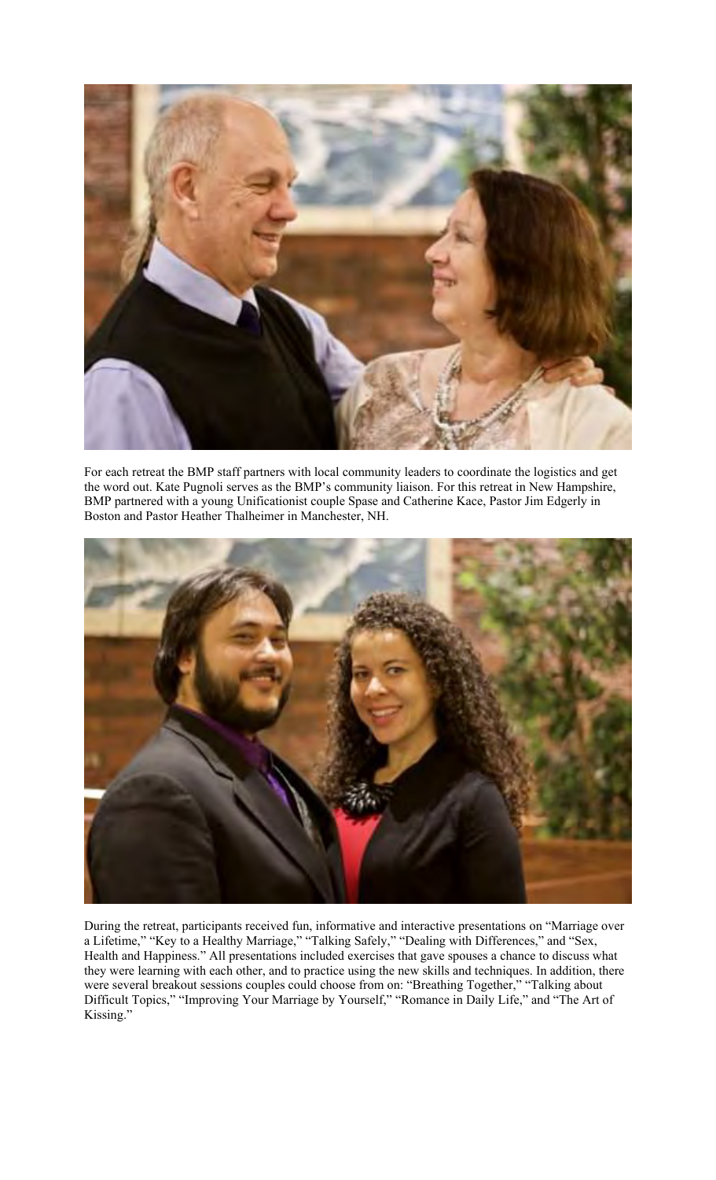For each retreat the BMP staff partners with local community leaders to coordinate the logistics and get the word out. Kate Pugnoli serves as the BMP's community liaison. For this retreat in New Hampshire, BMP partnered with a young Unificationist couple Spase and Catherine Kace, Pastor Jim Edgerly in Boston and Pastor Heather Thalheimer in Manchester, NH.

During the retreat, participants received fun, informative and interactive presentations on "Marriage over a Lifetime," "Key to a Healthy Marriage," "Talking Safely," "Dealing with Differences," and "Sex, Health and Happiness." All presentations included exercises that gave spouses a chance to discuss what they were learning with each other, and to practice using the new skills and techniques. In addition, there were several breakout sessions couples could choose from on: "Breathing Together," "Talking about Difficult Topics," "Improving Your Marriage by Yourself," "Romance in Daily Life," and "The Art of Kissing."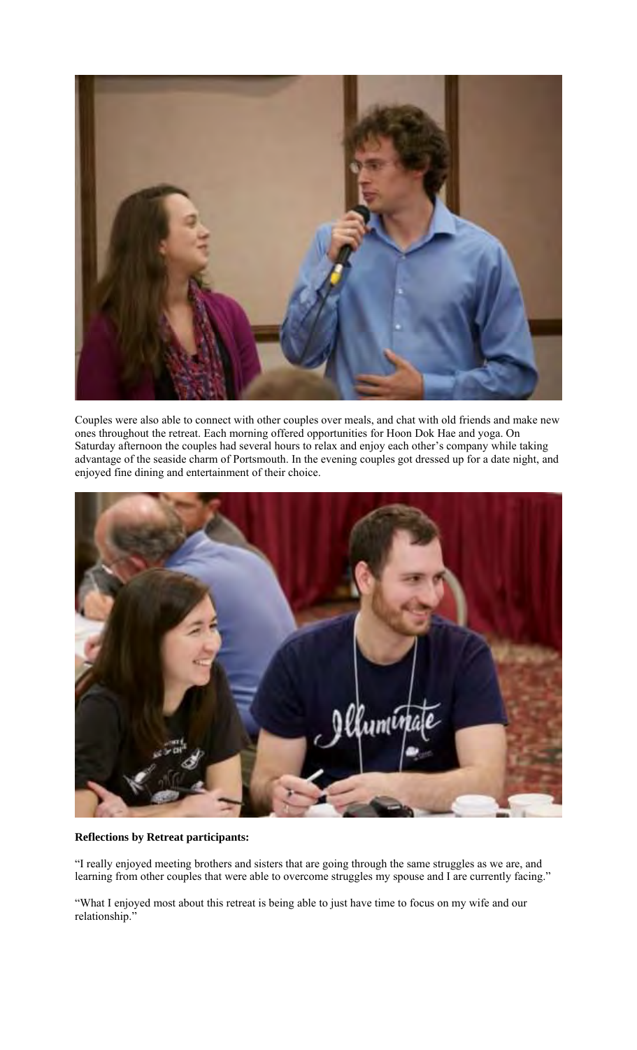Couples were also able to connect with other couples over meals, and chat with old friends and make new ones throughout the retreat. Each morning offered opportunities for Hoon Dok Hae and yoga. On Saturday afternoon the couples had several hours to relax and enjoy each other's company while taking advantage of the seaside charm of Portsmouth. In the evening couples got dressed up for a date night, and enjoyed fine dining and entertainment of their choice.

**Reflections by Retreat participants:**

"I really enjoyed meeting brothers and sisters that are going through the same struggles as we are, and learning from other couples that were able to overcome struggles my spouse and I are currently facing."

"What I enjoyed most about this retreat is being able to just have time to focus on my wife and our relationship."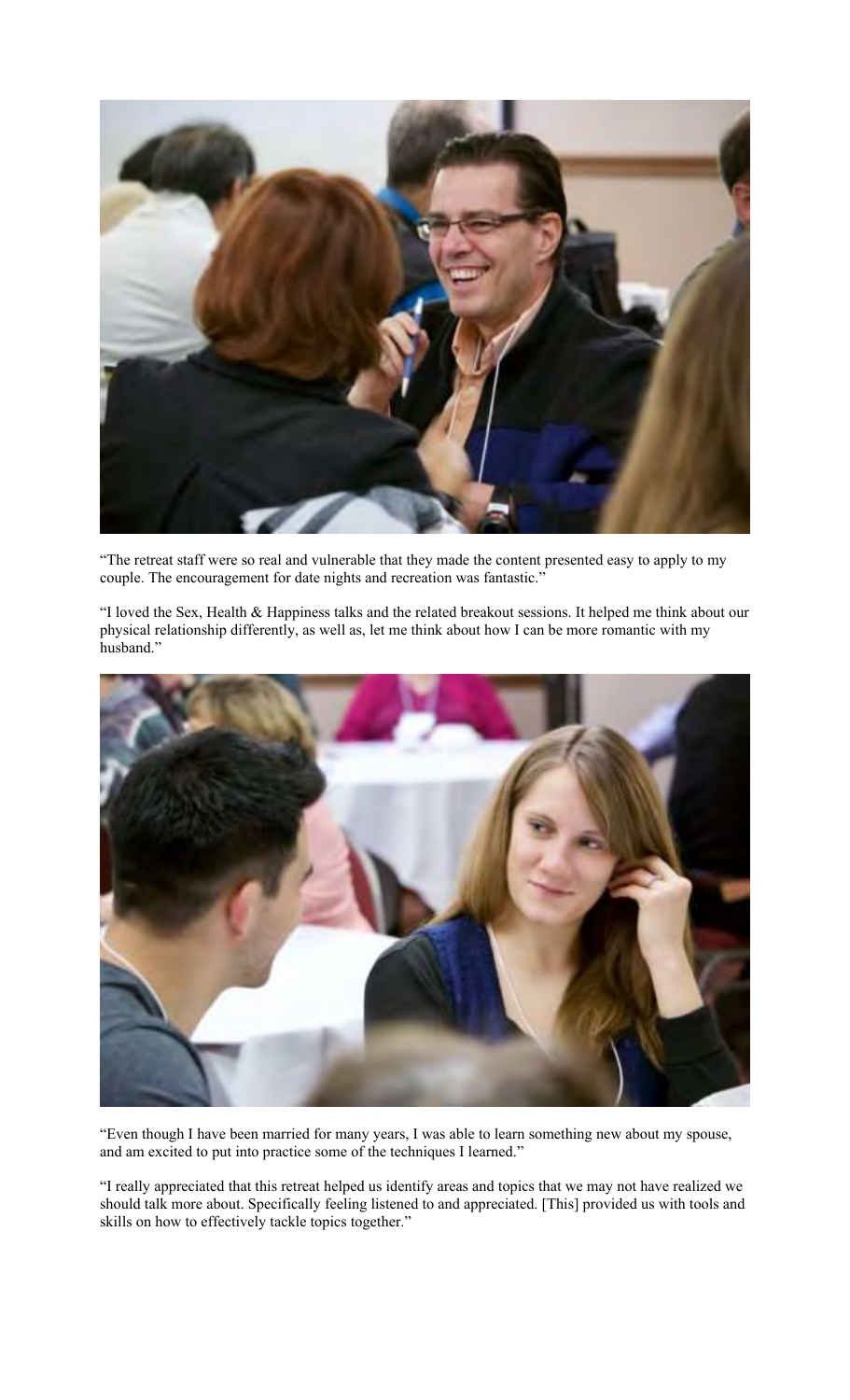"The retreat staff were so real and vulnerable that they made the content presented easy to apply to my couple. The encouragement for date nights and recreation was fantastic."

"I loved the Sex, Health & Happiness talks and the related breakout sessions. It helped me think about our physical relationship differently, as well as, let me think about how I can be more romantic with my husband."

"Even though I have been married for many years, I was able to learn something new about my spouse, and am excited to put into practice some of the techniques I learned."

"I really appreciated that this retreat helped us identify areas and topics that we may not have realized we should talk more about. Specifically feeling listened to and appreciated. [This] provided us with tools and skills on how to effectively tackle topics together."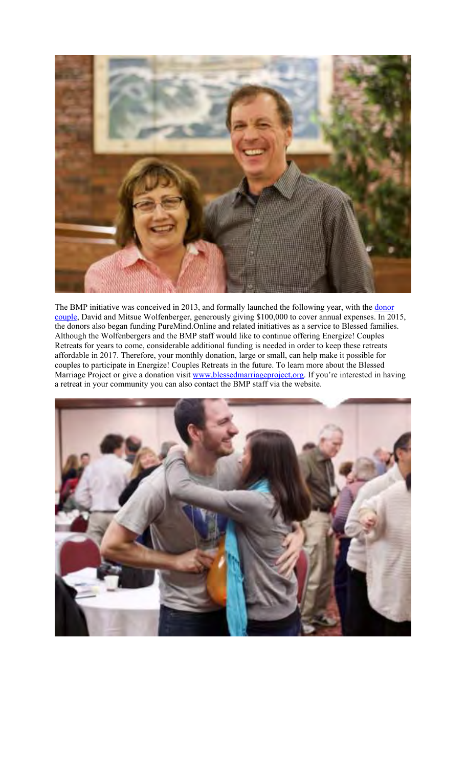The BMP initiative was conceived in 2013, and formally launched the following year, with the donor couple, David and Mitsue Wolfenberger, generously giving $100,000 to cover annual expenses. In 2015, the donors also began funding PureMind.Online and related initiatives as a service to Blessed families. Although the Wolfenbergers and the BMP staff would like to continue offering Energize! Couples Retreats for years to come, considerable additional funding is needed in order to keep these retreats affordable in 2017. Therefore, your monthly donation, large or small, can help make it possible for couples to participate in Energize! Couples Retreats in the future. To learn more about the Blessed Marriage Project or give a donation visit www,blessedmarriageproject,org. If you're interested in having a retreat in your community you can also contact the BMP staff via the website.